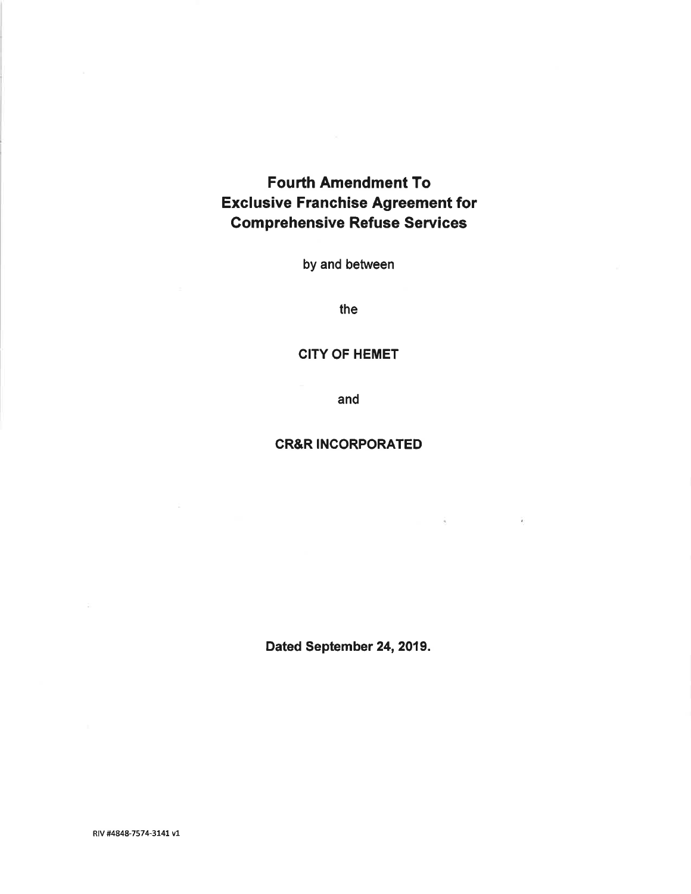# Fourth Amendment To Exclusive Franchise Agreement for Comprehensive Refuse Services

by and between

the

**CITY OF HEMET**

and

**CR&R INCORPORATED**

**Dated September 24, 2019.**

RIV #4848-7574-3141 v1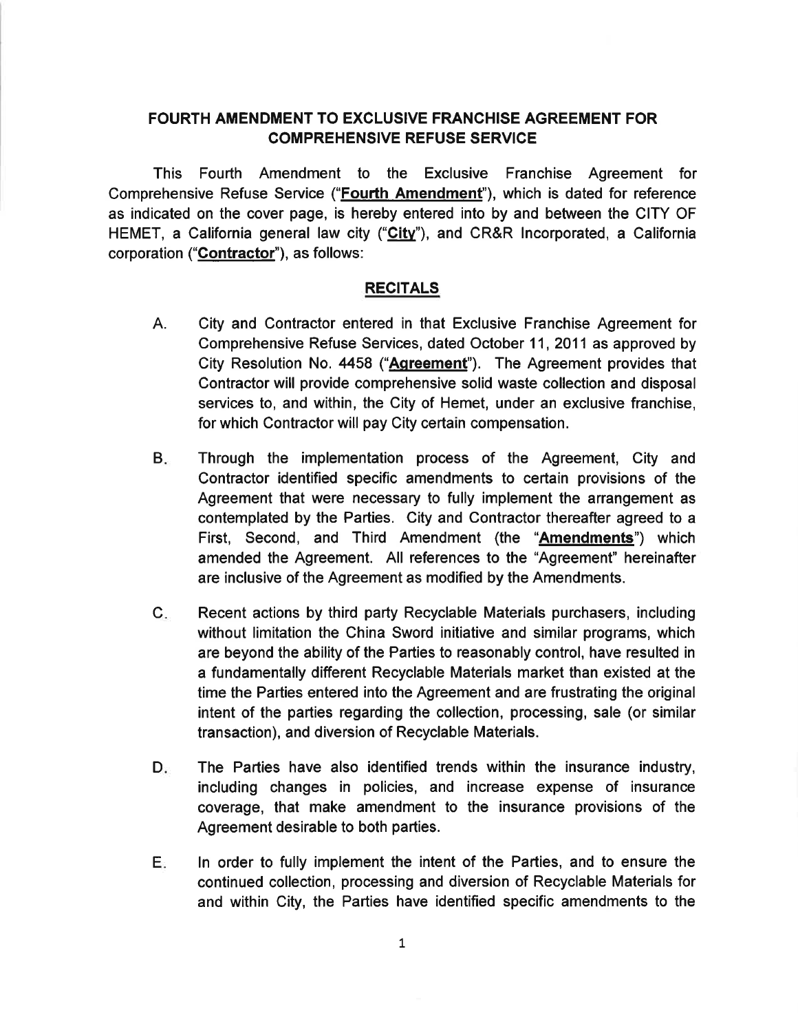## FOURTH AMENDMENT TO EXCLUSIVE FRANCHISE AGREEMENT FOR COMPREHENSIVE REFUSE SERVICE

This Fourth Amendment to the Exclusive Franchise Agreement for Comprehensive Refuse Service ("**Fourth Amendment**"), which is dated for reference as indicated on the cover page, is hereby entered into by and between the CITY OF HEMET, a California general law city ("**City**"), and CR&R Incorporated, a California corporation ("**Contractor**"), as follows:

### RECITALS

A. City and Contractor entered in that Exclusive Franchise Agreement for Comprehensive Refuse Services, dated October 11, 2011 as approved by City Resolution No. 4458 ("**Agreement**"). The Agreement provides that Contractor will provide comprehensive solid waste collection and disposal services to, and within, the City of Hemet, under an exclusive franchise, for which Contractor will pay City certain compensation.

B. Through the implementation process of the Agreement, City and Contractor identified specific amendments to certain provisions of the Agreement that were necessary to fully implement the arrangement as contemplated by the Parties. City and Contractor thereafter agreed to a First, Second, and Third Amendment (the "**Amendments**") which amended the Agreement. All references to the "Agreement" hereinafter are inclusive of the Agreement as modified by the Amendments.

C. Recent actions by third party Recyclable Materials purchasers, including without limitation the China Sword initiative and similar programs, which are beyond the ability of the Parties to reasonably control, have resulted in a fundamentally different Recyclable Materials market than existed at the time the Parties entered into the Agreement and are frustrating the original intent of the parties regarding the collection, processing, sale (or similar transaction), and diversion of Recyclable Materials.

D. The Parties have also identified trends within the insurance industry, including changes in policies, and increase expense of insurance coverage, that make amendment to the insurance provisions of the Agreement desirable to both parties.

E. In order to fully implement the intent of the Parties, and to ensure the continued collection, processing and diversion of Recyclable Materials for and within City, the Parties have identified specific amendments to the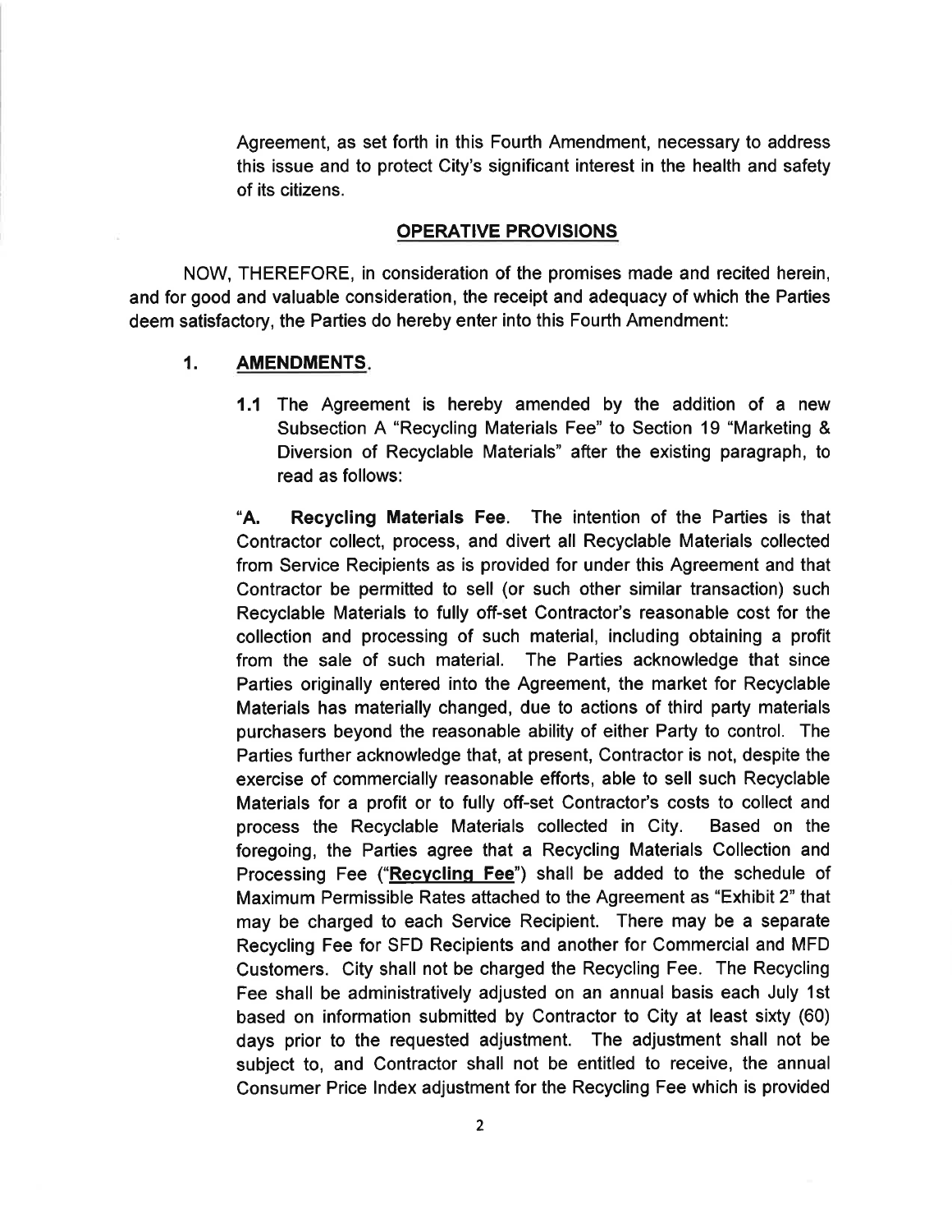Agreement, as set forth in this Fourth Amendment, necessary to address this issue and to protect City's significant interest in the health and safety of its citizens.

## OPERATIVE PROVISIONS

NOW, THEREFORE, in consideration of the promises made and recited herein, and for good and valuable consideration, the receipt and adequacy of which the Parties deem satisfactory, the Parties do hereby enter into this Fourth Amendment:

### 1. AMENDMENTS.

**1.1** The Agreement is hereby amended by the addition of a new Subsection A "Recycling Materials Fee" to Section 19 "Marketing & Diversion of Recyclable Materials" after the existing paragraph, to read as follows:

"**A. Recycling Materials Fee**. The intention of the Parties is that Contractor collect, process, and divert all Recyclable Materials collected from Service Recipients as is provided for under this Agreement and that Contractor be permitted to sell (or such other similar transaction) such Recyclable Materials to fully off-set Contractor's reasonable cost for the collection and processing of such material, including obtaining a profit from the sale of such material. The Parties acknowledge that since Parties originally entered into the Agreement, the market for Recyclable Materials has materially changed, due to actions of third party materials purchasers beyond the reasonable ability of either Party to control. The Parties further acknowledge that, at present, Contractor is not, despite the exercise of commercially reasonable efforts, able to sell such Recyclable Materials for a profit or to fully off-set Contractor's costs to collect and process the Recyclable Materials collected in City. Based on the foregoing, the Parties agree that a Recycling Materials Collection and Processing Fee ("**Recycling Fee**") shall be added to the schedule of Maximum Permissible Rates attached to the Agreement as "Exhibit 2" that may be charged to each Service Recipient. There may be a separate Recycling Fee for SFD Recipients and another for Commercial and MFD Customers. City shall not be charged the Recycling Fee. The Recycling Fee shall be administratively adjusted on an annual basis each July 1st based on information submitted by Contractor to City at least sixty (60) days prior to the requested adjustment. The adjustment shall not be subject to, and Contractor shall not be entitled to receive, the annual Consumer Price Index adjustment for the Recycling Fee which is provided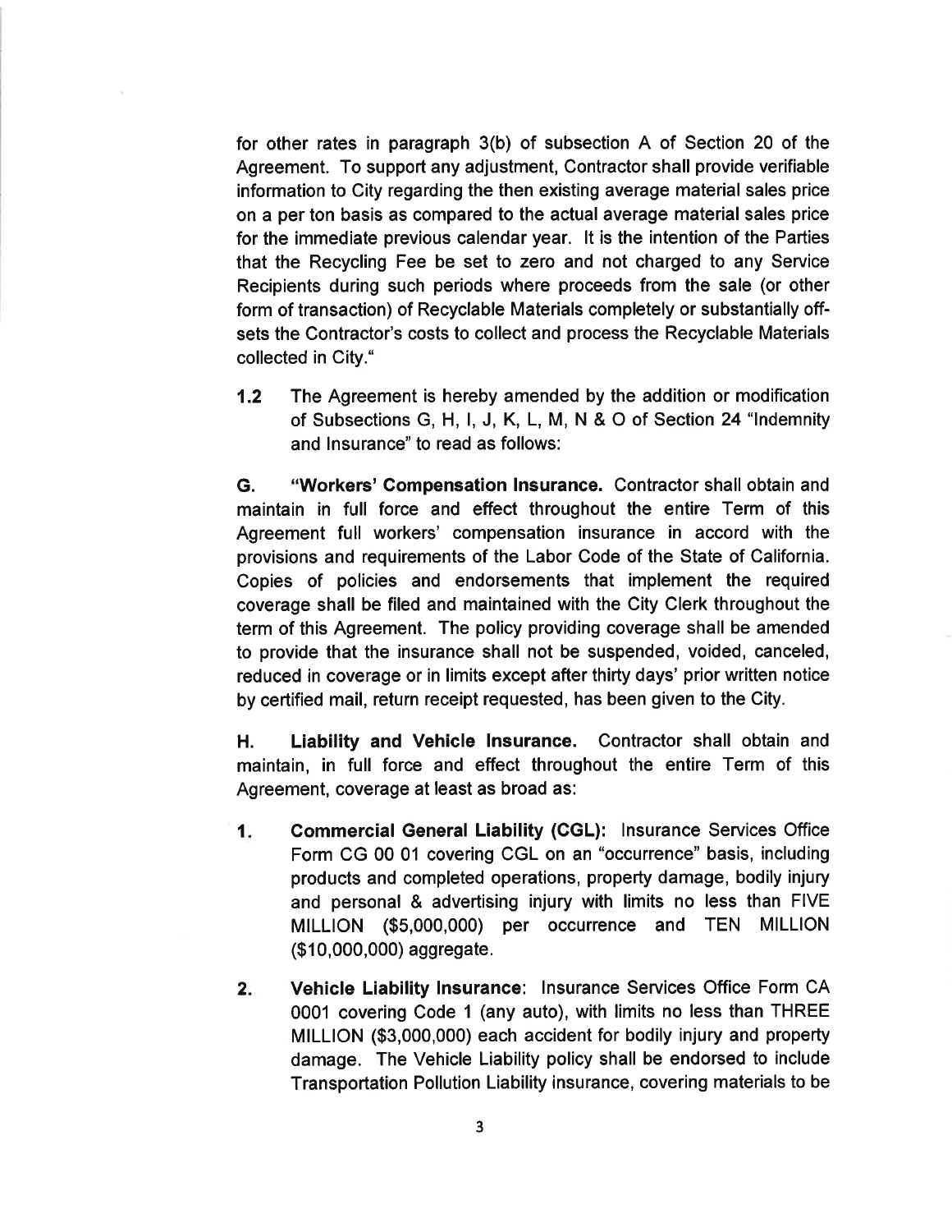for other rates in paragraph 3(b) of subsection A of Section 20 of the Agreement. To support any adjustment, Contractor shall provide verifiable information to City regarding the then existing average material sales price on a per ton basis as compared to the actual average material sales price for the immediate previous calendar year. It is the intention of the Parties that the Recycling Fee be set to zero and not charged to any Service Recipients during such periods where proceeds from the sale (or other form of transaction) of Recyclable Materials completely or substantially off-sets the Contractor's costs to collect and process the Recyclable Materials collected in City."

**1.2** The Agreement is hereby amended by the addition or modification of Subsections G, H, I, J, K, L, M, N & O of Section 24 "Indemnity and Insurance" to read as follows:

**G. "Workers' Compensation Insurance.** Contractor shall obtain and maintain in full force and effect throughout the entire Term of this Agreement full workers' compensation insurance in accord with the provisions and requirements of the Labor Code of the State of California. Copies of policies and endorsements that implement the required coverage shall be filed and maintained with the City Clerk throughout the term of this Agreement. The policy providing coverage shall be amended to provide that the insurance shall not be suspended, voided, canceled, reduced in coverage or in limits except after thirty days' prior written notice by certified mail, return receipt requested, has been given to the City.

**H. Liability and Vehicle Insurance.** Contractor shall obtain and maintain, in full force and effect throughout the entire Term of this Agreement, coverage at least as broad as:

1. **Commercial General Liability (CGL):** Insurance Services Office Form CG 00 01 covering CGL on an "occurrence" basis, including products and completed operations, property damage, bodily injury and personal & advertising injury with limits no less than FIVE MILLION ($5,000,000) per occurrence and TEN MILLION ($10,000,000) aggregate.

2. **Vehicle Liability Insurance**: Insurance Services Office Form CA 0001 covering Code 1 (any auto), with limits no less than THREE MILLION ($3,000,000) each accident for bodily injury and property damage. The Vehicle Liability policy shall be endorsed to include Transportation Pollution Liability insurance, covering materials to be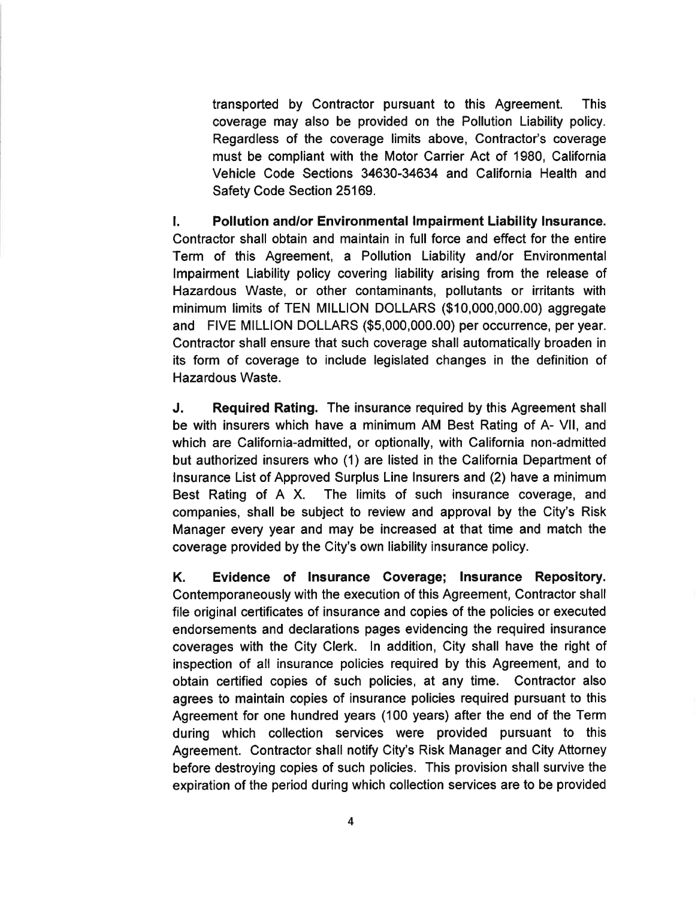transported by Contractor pursuant to this Agreement. This coverage may also be provided on the Pollution Liability policy. Regardless of the coverage limits above, Contractor's coverage must be compliant with the Motor Carrier Act of 1980, California Vehicle Code Sections 34630-34634 and California Health and Safety Code Section 25169.

**I. Pollution and/or Environmental Impairment Liability Insurance.** Contractor shall obtain and maintain in full force and effect for the entire Term of this Agreement, a Pollution Liability and/or Environmental Impairment Liability policy covering liability arising from the release of Hazardous Waste, or other contaminants, pollutants or irritants with minimum limits of TEN MILLION DOLLARS ($10,000,000.00) aggregate and FIVE MILLION DOLLARS ($5,000,000.00) per occurrence, per year. Contractor shall ensure that such coverage shall automatically broaden in its form of coverage to include legislated changes in the definition of Hazardous Waste.

**J. Required Rating.** The insurance required by this Agreement shall be with insurers which have a minimum AM Best Rating of A- VII, and which are California-admitted, or optionally, with California non-admitted but authorized insurers who (1) are listed in the California Department of Insurance List of Approved Surplus Line Insurers and (2) have a minimum Best Rating of A X. The limits of such insurance coverage, and companies, shall be subject to review and approval by the City's Risk Manager every year and may be increased at that time and match the coverage provided by the City's own liability insurance policy.

**K. Evidence of Insurance Coverage; Insurance Repository.** Contemporaneously with the execution of this Agreement, Contractor shall file original certificates of insurance and copies of the policies or executed endorsements and declarations pages evidencing the required insurance coverages with the City Clerk. In addition, City shall have the right of inspection of all insurance policies required by this Agreement, and to obtain certified copies of such policies, at any time. Contractor also agrees to maintain copies of insurance policies required pursuant to this Agreement for one hundred years (100 years) after the end of the Term during which collection services were provided pursuant to this Agreement. Contractor shall notify City's Risk Manager and City Attorney before destroying copies of such policies. This provision shall survive the expiration of the period during which collection services are to be provided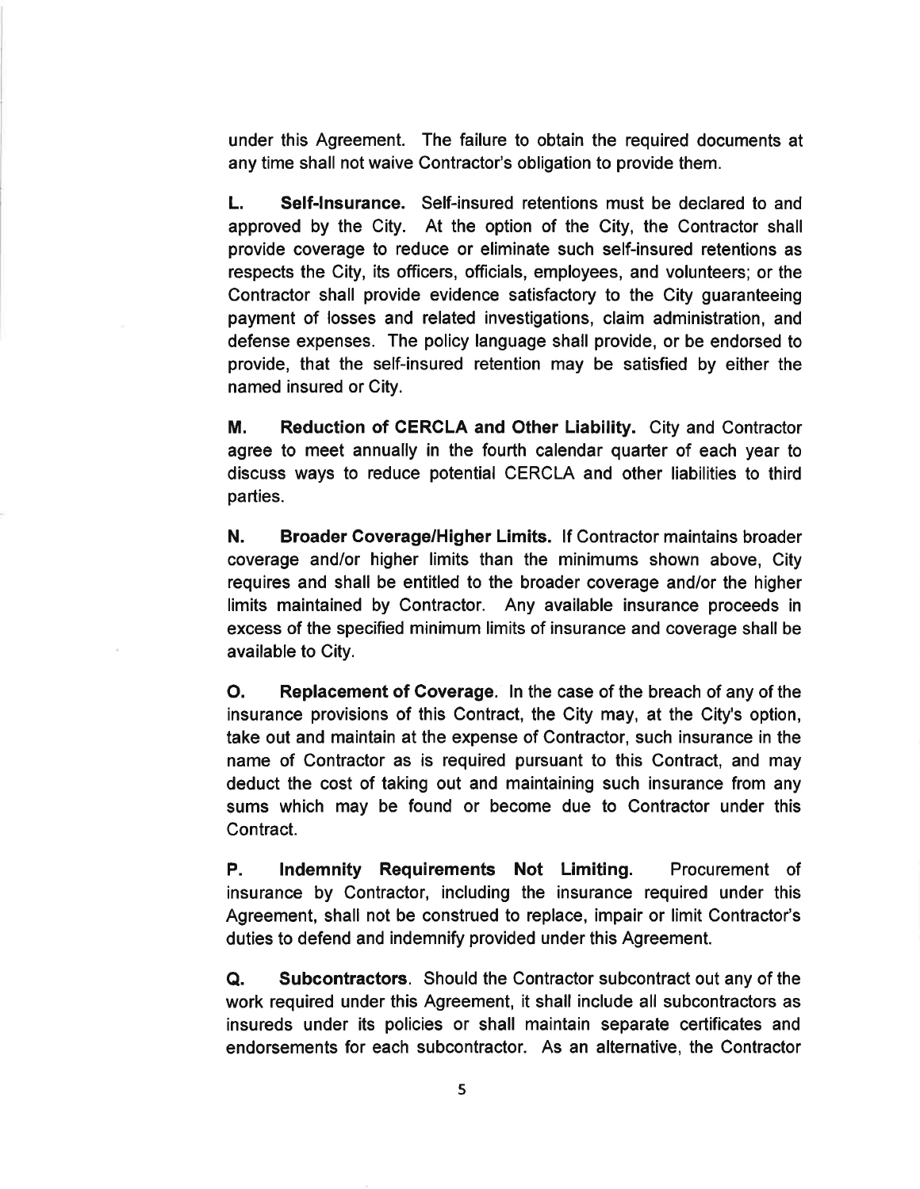under this Agreement. The failure to obtain the required documents at any time shall not waive Contractor's obligation to provide them.

**L. Self-Insurance.** Self-insured retentions must be declared to and approved by the City. At the option of the City, the Contractor shall provide coverage to reduce or eliminate such self-insured retentions as respects the City, its officers, officials, employees, and volunteers; or the Contractor shall provide evidence satisfactory to the City guaranteeing payment of losses and related investigations, claim administration, and defense expenses. The policy language shall provide, or be endorsed to provide, that the self-insured retention may be satisfied by either the named insured or City.

**M. Reduction of CERCLA and Other Liability.** City and Contractor agree to meet annually in the fourth calendar quarter of each year to discuss ways to reduce potential CERCLA and other liabilities to third parties.

**N. Broader Coverage/Higher Limits.** If Contractor maintains broader coverage and/or higher limits than the minimums shown above, City requires and shall be entitled to the broader coverage and/or the higher limits maintained by Contractor. Any available insurance proceeds in excess of the specified minimum limits of insurance and coverage shall be available to City.

**O. Replacement of Coverage**. In the case of the breach of any of the insurance provisions of this Contract, the City may, at the City's option, take out and maintain at the expense of Contractor, such insurance in the name of Contractor as is required pursuant to this Contract, and may deduct the cost of taking out and maintaining such insurance from any sums which may be found or become due to Contractor under this Contract.

**P. Indemnity Requirements Not Limiting.** Procurement of insurance by Contractor, including the insurance required under this Agreement, shall not be construed to replace, impair or limit Contractor's duties to defend and indemnify provided under this Agreement.

**Q. Subcontractors**. Should the Contractor subcontract out any of the work required under this Agreement, it shall include all subcontractors as insureds under its policies or shall maintain separate certificates and endorsements for each subcontractor. As an alternative, the Contractor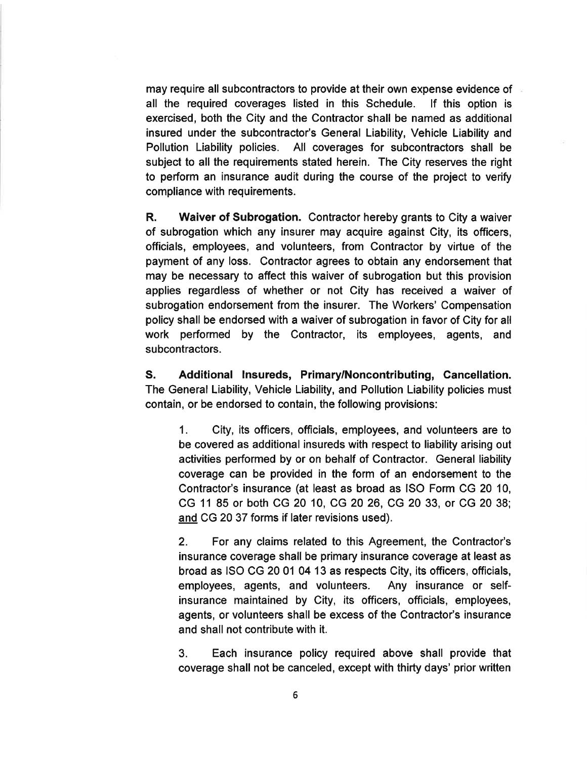may require all subcontractors to provide at their own expense evidence of all the required coverages listed in this Schedule. If this option is exercised, both the City and the Contractor shall be named as additional insured under the subcontractor's General Liability, Vehicle Liability and Pollution Liability policies. All coverages for subcontractors shall be subject to all the requirements stated herein. The City reserves the right to perform an insurance audit during the course of the project to verify compliance with requirements.

**R. Waiver of Subrogation.** Contractor hereby grants to City a waiver of subrogation which any insurer may acquire against City, its officers, officials, employees, and volunteers, from Contractor by virtue of the payment of any loss. Contractor agrees to obtain any endorsement that may be necessary to affect this waiver of subrogation but this provision applies regardless of whether or not City has received a waiver of subrogation endorsement from the insurer. The Workers' Compensation policy shall be endorsed with a waiver of subrogation in favor of City for all work performed by the Contractor, its employees, agents, and subcontractors.

**S. Additional Insureds, Primary/Noncontributing, Cancellation.** The General Liability, Vehicle Liability, and Pollution Liability policies must contain, or be endorsed to contain, the following provisions:

1. City, its officers, officials, employees, and volunteers are to be covered as additional insureds with respect to liability arising out activities performed by or on behalf of Contractor. General liability coverage can be provided in the form of an endorsement to the Contractor's insurance (at least as broad as ISO Form CG 20 10, CG 11 85 or both CG 20 10, CG 20 26, CG 20 33, or CG 20 38; <u>and</u> CG 20 37 forms if later revisions used).

2. For any claims related to this Agreement, the Contractor's insurance coverage shall be primary insurance coverage at least as broad as ISO CG 20 01 04 13 as respects City, its officers, officials, employees, agents, and volunteers. Any insurance or self-insurance maintained by City, its officers, officials, employees, agents, or volunteers shall be excess of the Contractor's insurance and shall not contribute with it.

3. Each insurance policy required above shall provide that coverage shall not be canceled, except with thirty days' prior written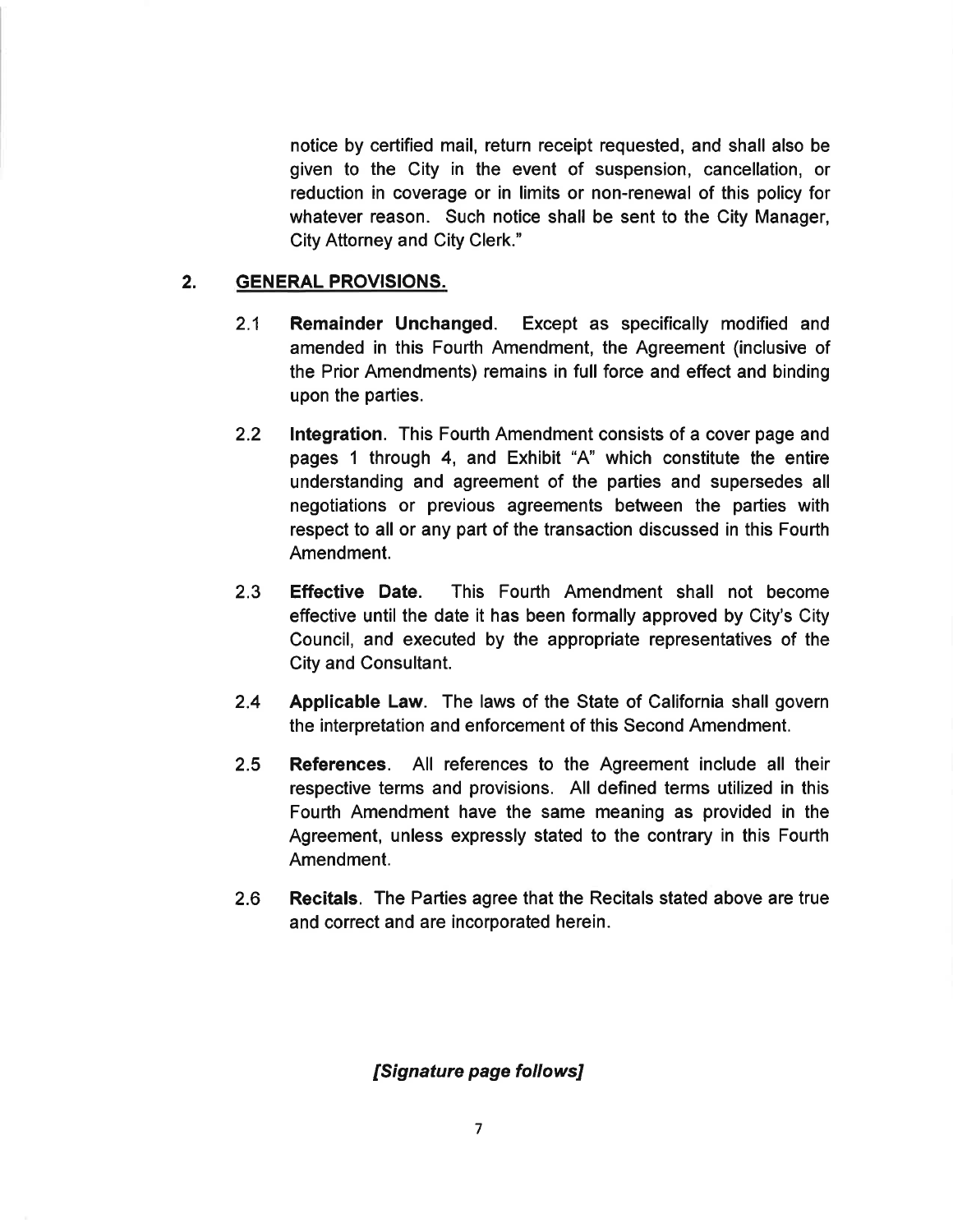notice by certified mail, return receipt requested, and shall also be given to the City in the event of suspension, cancellation, or reduction in coverage or in limits or non-renewal of this policy for whatever reason. Such notice shall be sent to the City Manager, City Attorney and City Clerk."

## 2. GENERAL PROVISIONS.

2.1 **Remainder Unchanged**. Except as specifically modified and amended in this Fourth Amendment, the Agreement (inclusive of the Prior Amendments) remains in full force and effect and binding upon the parties.

2.2 **Integration**. This Fourth Amendment consists of a cover page and pages 1 through 4, and Exhibit "A" which constitute the entire understanding and agreement of the parties and supersedes all negotiations or previous agreements between the parties with respect to all or any part of the transaction discussed in this Fourth Amendment.

2.3 **Effective Date**. This Fourth Amendment shall not become effective until the date it has been formally approved by City's City Council, and executed by the appropriate representatives of the City and Consultant.

2.4 **Applicable Law**. The laws of the State of California shall govern the interpretation and enforcement of this Second Amendment.

2.5 **References**. All references to the Agreement include all their respective terms and provisions. All defined terms utilized in this Fourth Amendment have the same meaning as provided in the Agreement, unless expressly stated to the contrary in this Fourth Amendment.

2.6 **Recitals**. The Parties agree that the Recitals stated above are true and correct and are incorporated herein.

***[Signature page follows]***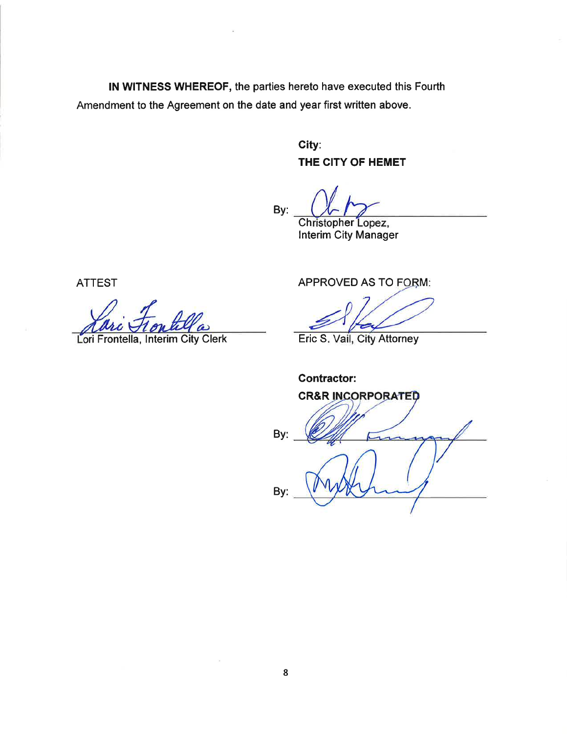**IN WITNESS WHEREOF,** the parties hereto have executed this Fourth Amendment to the Agreement on the date and year first written above.

**City:**

**THE CITY OF HEMET**

By: ______________________
Christopher Lopez,
Interim City Manager

ATTEST

______________________
Lori Frontella, Interim City Clerk

APPROVED AS TO FORM:

______________________
Eric S. Vail, City Attorney

**Contractor:**

**CR&R INCORPORATED**

By: ______________________

By: ______________________